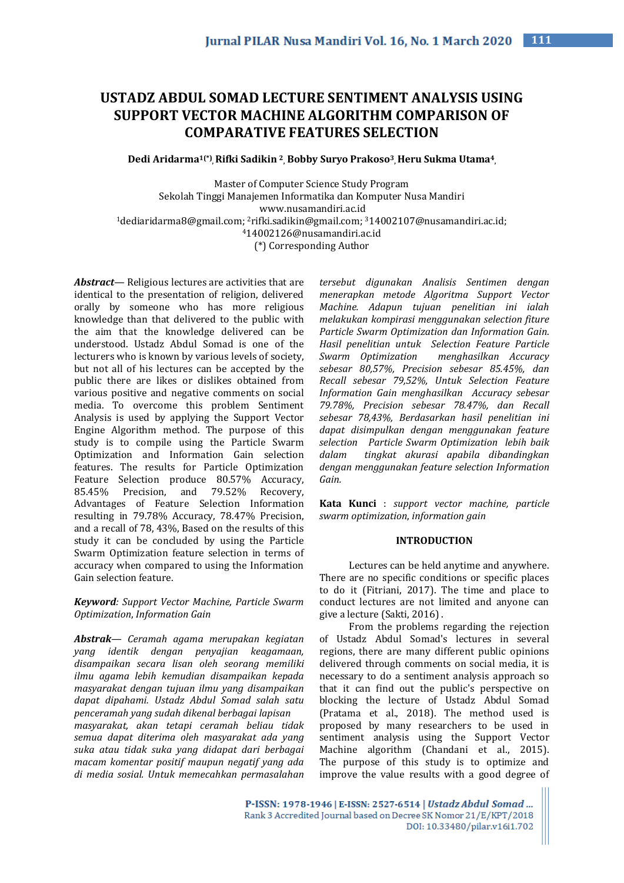# USTADZ ABDUL SOMAD LECTURE SENTIMENT ANALYSIS USING SUPPORT VECTOR MACHINE ALGORITHM COMPARISON OF COMPARATIVE FEATURES SELECTION

**Dedi Aridarma[1(*)], Rifki Sadikin [2], Bobby Suryo Prakoso[3], Heru Sukma Utama[4],**

Master of Computer Science Study Program
Sekolah Tinggi Manajemen Informatika dan Komputer Nusa Mandiri
www.nusamandiri.ac.id
[1]dediaridarma8@gmail.com; [2]rifki.sadikin@gmail.com; [3]14002107@nusamandiri.ac.id; [4]14002126@nusamandiri.ac.id
(*) Corresponding Author

***Abstract***— Religious lectures are activities that are identical to the presentation of religion, delivered orally by someone who has more religious knowledge than that delivered to the public with the aim that the knowledge delivered can be understood. Ustadz Abdul Somad is one of the lecturers who is known by various levels of society, but not all of his lectures can be accepted by the public there are likes or dislikes obtained from various positive and negative comments on social media. To overcome this problem Sentiment Analysis is used by applying the Support Vector Engine Algorithm method. The purpose of this study is to compile using the Particle Swarm Optimization and Information Gain selection features. The results for Particle Optimization Feature Selection produce 80.57% Accuracy, 85.45% Precision, and 79.52% Recovery, Advantages of Feature Selection Information resulting in 79.78% Accuracy, 78.47% Precision, and a recall of 78, 43%, Based on the results of this study it can be concluded by using the Particle Swarm Optimization feature selection in terms of accuracy when compared to using the Information Gain selection feature.

***Keyword****: Support Vector Machine, Particle Swarm Optimization, Information Gain*

***Abstrak****— Ceramah agama merupakan kegiatan yang identik dengan penyajian keagamaan, disampaikan secara lisan oleh seorang memiliki ilmu agama lebih kemudian disampaikan kepada masyarakat dengan tujuan ilmu yang disampaikan dapat dipahami. Ustadz Abdul Somad salah satu penceramah yang sudah dikenal berbagai lapisan masyarakat, akan tetapi ceramah beliau tidak semua dapat diterima oleh masyarakat ada yang suka atau tidak suka yang didapat dari berbagai macam komentar positif maupun negatif yang ada di media sosial. Untuk memecahkan permasalahan tersebut digunakan Analisis Sentimen dengan menerapkan metode Algoritma Support Vector Machine. Adapun tujuan penelitian ini ialah melakukan kompirasi menggunakan selection fiture Particle Swarm Optimization dan Information Gain. Hasil penelitian untuk Selection Feature Particle Swarm Optimization menghasilkan Accuracy sebesar 80,57%, Precision sebesar 85.45%, dan Recall sebesar 79,52%, Untuk Selection Feature Information Gain menghasilkan Accuracy sebesar 79.78%, Precision sebesar 78.47%, dan Recall sebesar 78,43%, Berdasarkan hasil penelitian ini dapat disimpulkan dengan menggunakan feature selection Particle Swarm Optimization lebih baik dalam tingkat akurasi apabila dibandingkan dengan menggunakan feature selection Information Gain.*

**Kata Kunci** : *support vector machine, particle swarm optimization, information gain*

## INTRODUCTION

Lectures can be held anytime and anywhere. There are no specific conditions or specific places to do it (Fitriani, 2017). The time and place to conduct lectures are not limited and anyone can give a lecture (Sakti, 2016) .

From the problems regarding the rejection of Ustadz Abdul Somad's lectures in several regions, there are many different public opinions delivered through comments on social media, it is necessary to do a sentiment analysis approach so that it can find out the public's perspective on blocking the lecture of Ustadz Abdul Somad (Pratama et al., 2018). The method used is proposed by many researchers to be used in sentiment analysis using the Support Vector Machine algorithm (Chandani et al., 2015). The purpose of this study is to optimize and improve the value results with a good degree of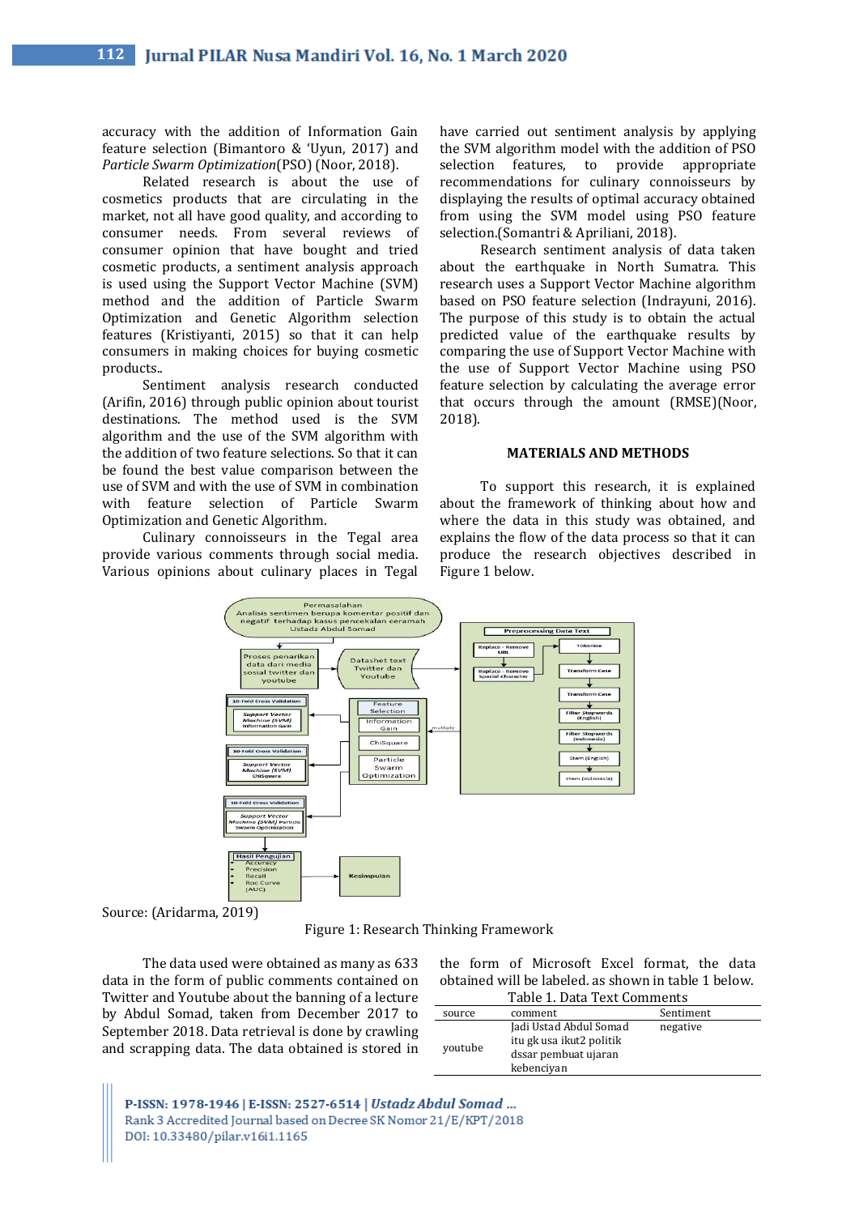accuracy with the addition of Information Gain feature selection (Bimantoro & 'Uyun, 2017) and *Particle Swarm Optimization*(PSO) (Noor, 2018).

Related research is about the use of cosmetics products that are circulating in the market, not all have good quality, and according to consumer needs. From several reviews of consumer opinion that have bought and tried cosmetic products, a sentiment analysis approach is used using the Support Vector Machine (SVM) method and the addition of Particle Swarm Optimization and Genetic Algorithm selection features (Kristiyanti, 2015) so that it can help consumers in making choices for buying cosmetic products..

Sentiment analysis research conducted (Arifin, 2016) through public opinion about tourist destinations. The method used is the SVM algorithm and the use of the SVM algorithm with the addition of two feature selections. So that it can be found the best value comparison between the use of SVM and with the use of SVM in combination with feature selection of Particle Swarm Optimization and Genetic Algorithm.

Culinary connoisseurs in the Tegal area provide various comments through social media. Various opinions about culinary places in Tegal have carried out sentiment analysis by applying the SVM algorithm model with the addition of PSO selection features, to provide appropriate recommendations for culinary connoisseurs by displaying the results of optimal accuracy obtained from using the SVM model using PSO feature selection.(Somantri & Apriliani, 2018).

Research sentiment analysis of data taken about the earthquake in North Sumatra. This research uses a Support Vector Machine algorithm based on PSO feature selection (Indrayuni, 2016). The purpose of this study is to obtain the actual predicted value of the earthquake results by comparing the use of Support Vector Machine with the use of Support Vector Machine using PSO feature selection by calculating the average error that occurs through the amount (RMSE)(Noor, 2018).

## MATERIALS AND METHODS

To support this research, it is explained about the framework of thinking about how and where the data in this study was obtained, and explains the flow of the data process so that it can produce the research objectives described in Figure 1 below.

Source: (Aridarma, 2019)

Figure 1: Research Thinking Framework

The data used were obtained as many as 633 data in the form of public comments contained on Twitter and Youtube about the banning of a lecture by Abdul Somad, taken from December 2017 to September 2018. Data retrieval is done by crawling and scrapping data. The data obtained is stored in the form of Microsoft Excel format, the data obtained will be labeled. as shown in table 1 below.

Table 1. Data Text Comments

| source | comment | Sentiment |
|---|---|---|
| youtube | Jadi Ustad Abdul Somad itu gk usa ikut2 politik dssar pembuat ujaran kebenciyan | negative |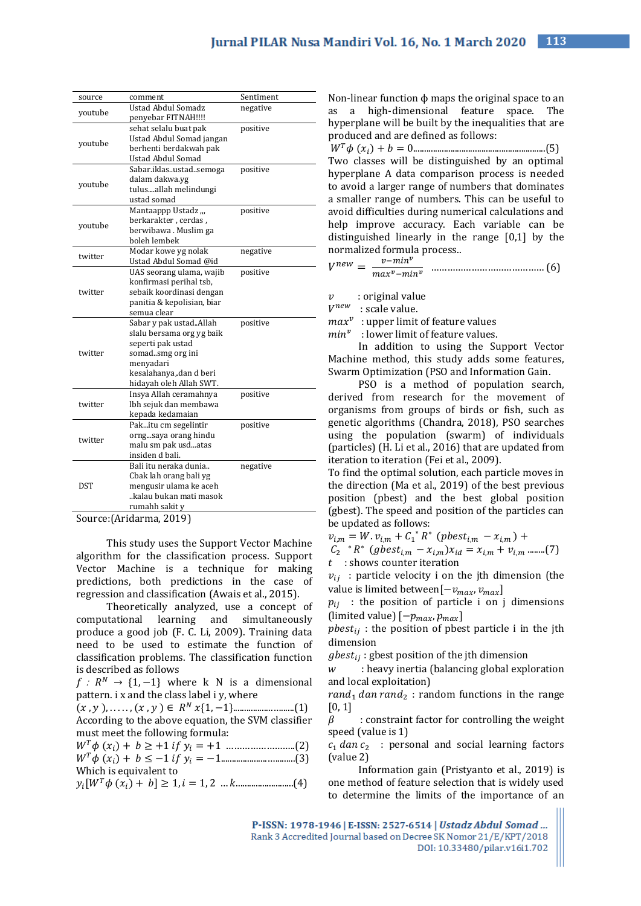| source | comment | Sentiment |
|---|---|---|
| youtube | Ustad Abdul Somadz penyebar FITNAH!!!! | negative |
| youtube | sehat selalu buat pak Ustad Abdul Somad jangan berhenti berdakwah pak Ustad Abdul Somad | positive |
| youtube | Sabar.iklas..ustad..semoga dalam dakwa.yg tulus....allah melindungi ustad somad | positive |
| youtube | Mantaappp Ustadz ,,, berkarakter , cerdas , berwibawa . Muslim ga boleh lembek | positive |
| twitter | Modar kowe yg nolak Ustad Abdul Somad @id | negative |
| twitter | UAS seorang ulama, wajib konfirmasi perihal tsb, sebaik koordinasi dengan panitia & kepolisian, biar semua clear | positive |
| twitter | Sabar y pak ustad..Allah slalu bersama org yg baik seperti pak ustad somad..smg org ini menyadari kesalahanya,,dan d beri hidayah oleh Allah SWT. | positive |
| twitter | Insya Allah ceramahnya lbh sejuk dan membawa kepada kedamaian | positive |
| twitter | Pak...itu cm segelintir orng...saya orang hindu malu sm pak usd...atas insiden d bali. | positive |
| DST | Bali itu neraka dunia.. Cbak lah orang bali yg mengusir ulama ke aceh ..kalau bukan mati masok rumahh sakit y | negative |

Source:(Aridarma, 2019)

This study uses the Support Vector Machine algorithm for the classification process. Support Vector Machine is a technique for making predictions, both predictions in the case of regression and classification (Awais et al., 2015).

Theoretically analyzed, use a concept of computational learning and simultaneously produce a good job (F. C. Li, 2009). Training data need to be used to estimate the function of classification problems. The classification function is described as follows

$f : R^N \rightarrow \{1, -1\}$ where k N is a dimensional pattern. i x and the class label i y, where

$(x, y), \ldots\ldots, (x, y) \in R^N x\{1, -1\}$...............................(1)

According to the above equation, the SVM classifier must meet the following formula:

$W^T\phi(x_i) + b \geq +1 \; if \; y_i = +1$ ...............................(2)

$W^T\phi(x_i) + b \leq -1 \; if \; y_i = -1$...............................(3)

Which is equivalent to

$y_i[W^T\phi(x_i) + b] \geq 1, i = 1, 2 \; \ldots k$..............................(4)

Non-linear function ϕ maps the original space to an as a high-dimensional feature space. The hyperplane will be built by the inequalities that are produced and are defined as follows:

$W^T\phi(x_i) + b = 0$...............................................................(5)

Two classes will be distinguished by an optimal hyperplane A data comparison process is needed to avoid a larger range of numbers that dominates a smaller range of numbers. This can be useful to avoid difficulties during numerical calculations and help improve accuracy. Each variable can be distinguished linearly in the range [0,1] by the normalized formula process..

$V^{new} = \frac{v - min^v}{max^v - min^v}$ ........................................ (6)

$v$ : original value
$V^{new}$ : scale value.
$max^v$ : upper limit of feature values
$min^v$ : lower limit of feature values.

In addition to using the Support Vector Machine method, this study adds some features, Swarm Optimization (PSO and Information Gain.

PSO is a method of population search, derived from research for the movement of organisms from groups of birds or fish, such as genetic algorithms (Chandra, 2018), PSO searches using the population (swarm) of individuals (particles) (H. Li et al., 2016) that are updated from iteration to iteration (Fei et al., 2009).

To find the optimal solution, each particle moves in the direction (Ma et al., 2019) of the best previous position (pbest) and the best global position (gbest). The speed and position of the particles can be updated as follows:

$v_{i,m} = W.v_{i,m} + C_1{}^* R^* (pbest_{i,m} - x_{i,m}) + C_2{}^* R^* (gbest_{i,m} - x_{i,m})x_{id} = x_{i,m} + v_{i,m}$ .......(7)

$t$ : shows counter iteration
$v_{ij}$ : particle velocity i on the jth dimension (the value is limited between $[-v_{max}, v_{max}]$
$p_{ij}$ : the position of particle i on j dimensions (limited value) $[-p_{max}, p_{max}]$
$pbest_{ij}$ : the position of pbest particle i in the jth dimension
$gbest_{ij}$ : gbest position of the jth dimension
$w$ : heavy inertia (balancing global exploration and local exploitation)
$rand_1 \; dan \; rand_2$ : random functions in the range [0, 1]
$\beta$ : constraint factor for controlling the weight speed (value is 1)
$c_1 \; dan \; c_2$ : personal and social learning factors (value 2)

Information gain (Pristyanto et al., 2019) is one method of feature selection that is widely used to determine the limits of the importance of an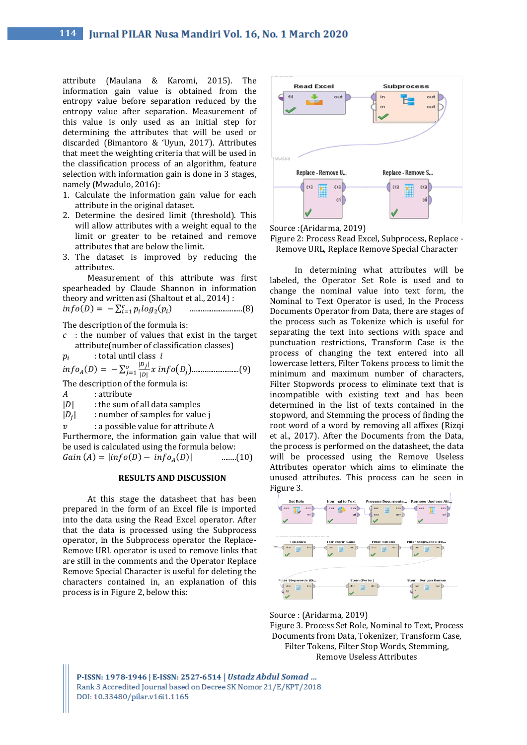attribute (Maulana & Karomi, 2015). The information gain value is obtained from the entropy value before separation reduced by the entropy value after separation. Measurement of this value is only used as an initial step for determining the attributes that will be used or discarded (Bimantoro & 'Uyun, 2017). Attributes that meet the weighting criteria that will be used in the classification process of an algorithm, feature selection with information gain is done in 3 stages, namely (Mwadulo, 2016):

1. Calculate the information gain value for each attribute in the original dataset.
2. Determine the desired limit (threshold). This will allow attributes with a weight equal to the limit or greater to be retained and remove attributes that are below the limit.
3. The dataset is improved by reducing the attributes.

Measurement of this attribute was first spearheaded by Claude Shannon in information theory and written asi (Shaltout et al., 2014) :

$$info(D) = -\sum_{i=1}^{c} p_i log_2(p_i) \quad \text{.............................(8)}$$

The description of the formula is:

$c$ : the number of values that exist in the target attribute(number of classification classes)

$p_i$ : total until class $i$

$$info_A(D) = -\sum_{j=1}^{v} \frac{|D_j|}{|D|} x \; info(D_j) \text{..........................(9)}$$

The description of the formula is:

$A$ : attribute

$|D|$ : the sum of all data samples

$|D_j|$ : number of samples for value j

$v$ : a possible value for attribute A

Furthermore, the information gain value that will be used is calculated using the formula below:

$$Gain\,(A) = |info(D) - info_A(D)| \quad \text{........(10)}$$

## RESULTS AND DISCUSSION

At this stage the datasheet that has been prepared in the form of an Excel file is imported into the data using the Read Excel operator. After that the data is processed using the Subprocess operator, in the Subprocess operator the Replace-Remove URL operator is used to remove links that are still in the comments and the Operator Replace Remove Special Character is useful for deleting the characters contained in, an explanation of this process is in Figure 2, below this:

Source :(Aridarma, 2019)

Figure 2: Process Read Excel, Subprocess, Replace - Remove URL, Replace Remove Special Character

In determining what attributes will be labeled, the Operator Set Role is used and to change the nominal value into text form, the Nominal to Text Operator is used, In the Process Documents Operator from Data, there are stages of the process such as Tokenize which is useful for separating the text into sections with space and punctuation restrictions, Transform Case is the process of changing the text entered into all lowercase letters, Filter Tokens process to limit the minimum and maximum number of characters, Filter Stopwords process to eliminate text that is incompatible with existing text and has been determined in the list of texts contained in the stopword, and Stemming the process of finding the root word of a word by removing all affixes (Rizqi et al., 2017). After the Documents from the Data, the process is performed on the datasheet, the data will be processed using the Remove Useless Attributes operator which aims to eliminate the unused attributes. This process can be seen in Figure 3.

Source : (Aridarma, 2019)

Figure 3. Process Set Role, Nominal to Text, Process Documents from Data, Tokenizer, Transform Case, Filter Tokens, Filter Stop Words, Stemming, Remove Useless Attributes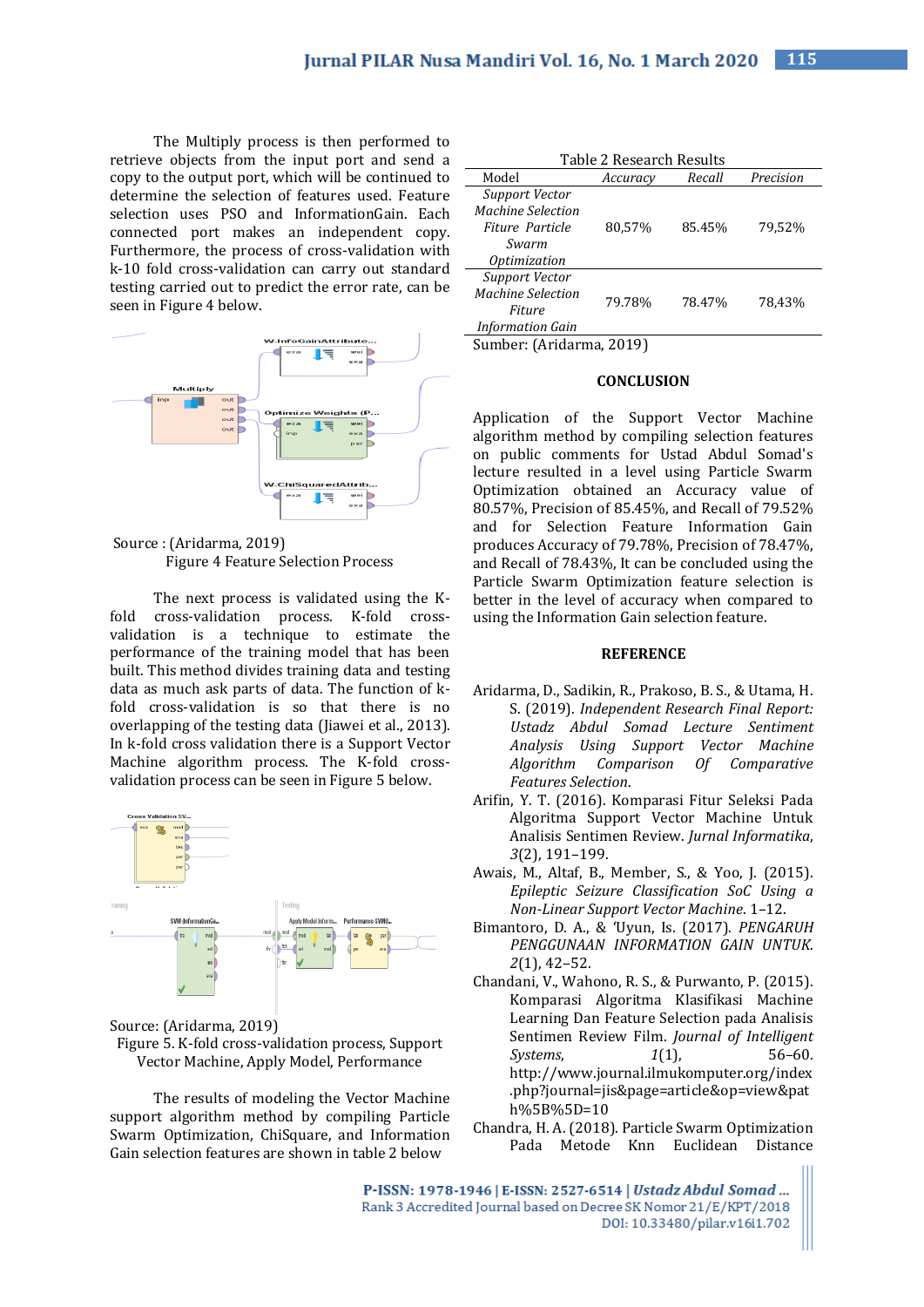The Multiply process is then performed to retrieve objects from the input port and send a copy to the output port, which will be continued to determine the selection of features used. Feature selection uses PSO and InformationGain. Each connected port makes an independent copy. Furthermore, the process of cross-validation with k-10 fold cross-validation can carry out standard testing carried out to predict the error rate, can be seen in Figure 4 below.

Source : (Aridarma, 2019)

Figure 4 Feature Selection Process

The next process is validated using the K-fold cross-validation process. K-fold cross-validation is a technique to estimate the performance of the training model that has been built. This method divides training data and testing data as much ask parts of data. The function of k-fold cross-validation is so that there is no overlapping of the testing data (Jiawei et al., 2013). In k-fold cross validation there is a Support Vector Machine algorithm process. The K-fold cross-validation process can be seen in Figure 5 below.

Source: (Aridarma, 2019)

Figure 5. K-fold cross-validation process, Support Vector Machine, Apply Model, Performance

The results of modeling the Vector Machine support algorithm method by compiling Particle Swarm Optimization, ChiSquare, and Information Gain selection features are shown in table 2 below

Table 2 Research Results

| Model | *Accuracy* | *Recall* | *Precision* |
|---|---|---|---|
| *Support Vector Machine Selection Fiture Particle Swarm Optimization* | 80,57% | 85.45% | 79,52% |
| *Support Vector Machine Selection Fiture Information Gain* | 79.78% | 78.47% | 78,43% |

Sumber: (Aridarma, 2019)

## CONCLUSION

Application of the Support Vector Machine algorithm method by compiling selection features on public comments for Ustad Abdul Somad's lecture resulted in a level using Particle Swarm Optimization obtained an Accuracy value of 80.57%, Precision of 85.45%, and Recall of 79.52% and for Selection Feature Information Gain produces Accuracy of 79.78%, Precision of 78.47%, and Recall of 78.43%, It can be concluded using the Particle Swarm Optimization feature selection is better in the level of accuracy when compared to using the Information Gain selection feature.

## REFERENCE

Aridarma, D., Sadikin, R., Prakoso, B. S., & Utama, H. S. (2019). *Independent Research Final Report: Ustadz Abdul Somad Lecture Sentiment Analysis Using Support Vector Machine Algorithm Comparison Of Comparative Features Selection*.

Arifin, Y. T. (2016). Komparasi Fitur Seleksi Pada Algoritma Support Vector Machine Untuk Analisis Sentimen Review. *Jurnal Informatika*, *3*(2), 191–199.

Awais, M., Altaf, B., Member, S., & Yoo, J. (2015). *Epileptic Seizure Classification SoC Using a Non-Linear Support Vector Machine*. 1–12.

Bimantoro, D. A., & 'Uyun, Is. (2017). *PENGARUH PENGGUNAAN INFORMATION GAIN UNTUK*. *2*(1), 42–52.

Chandani, V., Wahono, R. S., & Purwanto, P. (2015). Komparasi Algoritma Klasifikasi Machine Learning Dan Feature Selection pada Analisis Sentimen Review Film. *Journal of Intelligent Systems*, *1*(1), 56–60. http://www.journal.ilmukomputer.org/index.php?journal=jis&page=article&op=view&path%5B%5D=10

Chandra, H. A. (2018). Particle Swarm Optimization Pada Metode Knn Euclidean Distance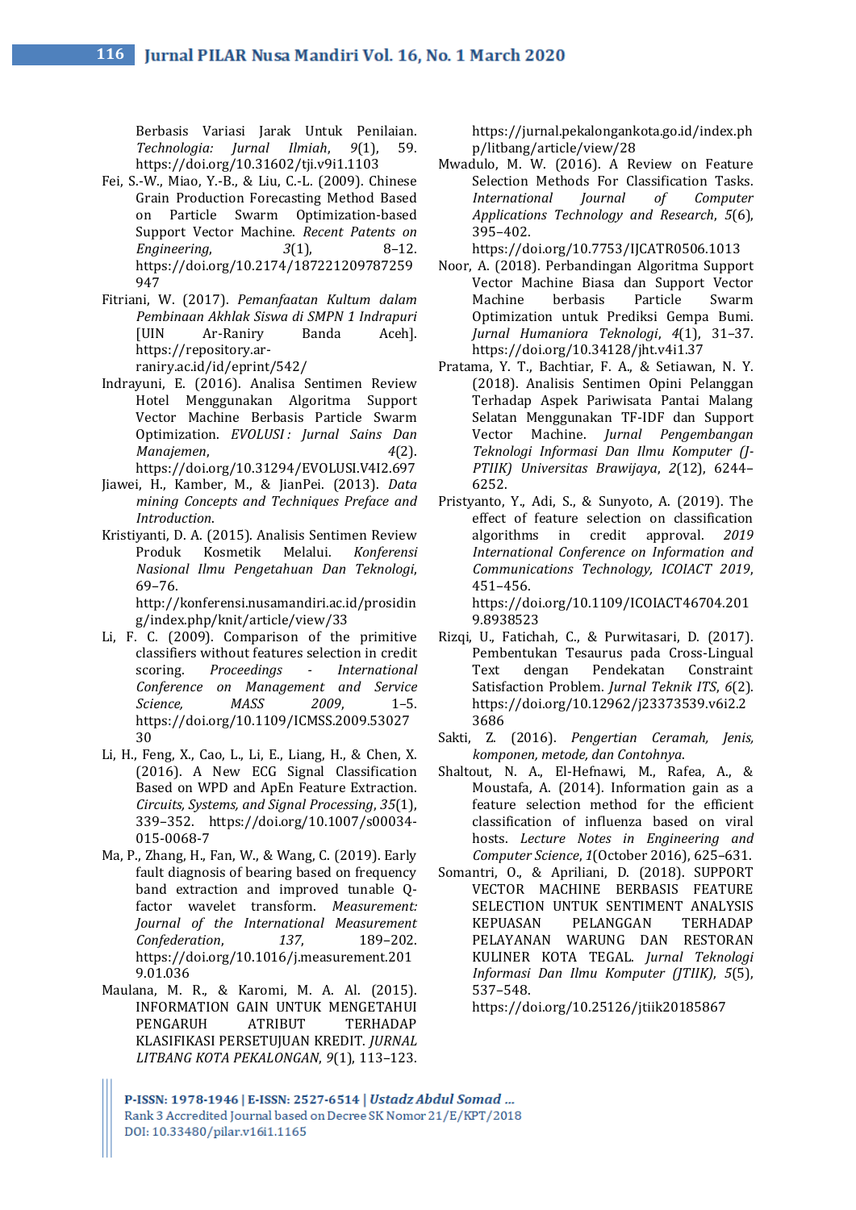Berbasis Variasi Jarak Untuk Penilaian. *Technologia: Jurnal Ilmiah*, *9*(1), 59. https://doi.org/10.31602/tji.v9i1.1103

Fei, S.-W., Miao, Y.-B., & Liu, C.-L. (2009). Chinese Grain Production Forecasting Method Based on Particle Swarm Optimization-based Support Vector Machine. *Recent Patents on Engineering*, *3*(1), 8–12. https://doi.org/10.2174/187221209787259947

Fitriani, W. (2017). *Pemanfaatan Kultum dalam Pembinaan Akhlak Siswa di SMPN 1 Indrapuri* [UIN Ar-Raniry Banda Aceh]. https://repository.ar-raniry.ac.id/id/eprint/542/

Indrayuni, E. (2016). Analisa Sentimen Review Hotel Menggunakan Algoritma Support Vector Machine Berbasis Particle Swarm Optimization. *EVOLUSI : Jurnal Sains Dan Manajemen*, *4*(2). https://doi.org/10.31294/EVOLUSI.V4I2.697

Jiawei, H., Kamber, M., & JianPei. (2013). *Data mining Concepts and Techniques Preface and Introduction*.

Kristiyanti, D. A. (2015). Analisis Sentimen Review Produk Kosmetik Melalui. *Konferensi Nasional Ilmu Pengetahuan Dan Teknologi*, 69–76. http://konferensi.nusamandiri.ac.id/prosiding/index.php/knit/article/view/33

Li, F. C. (2009). Comparison of the primitive classifiers without features selection in credit scoring. *Proceedings - International Conference on Management and Service Science, MASS 2009*, 1–5. https://doi.org/10.1109/ICMSS.2009.5302730

Li, H., Feng, X., Cao, L., Li, E., Liang, H., & Chen, X. (2016). A New ECG Signal Classification Based on WPD and ApEn Feature Extraction. *Circuits, Systems, and Signal Processing*, *35*(1), 339–352. https://doi.org/10.1007/s00034-015-0068-7

Ma, P., Zhang, H., Fan, W., & Wang, C. (2019). Early fault diagnosis of bearing based on frequency band extraction and improved tunable Q-factor wavelet transform. *Measurement: Journal of the International Measurement Confederation*, *137*, 189–202. https://doi.org/10.1016/j.measurement.2019.01.036

Maulana, M. R., & Karomi, M. A. Al. (2015). INFORMATION GAIN UNTUK MENGETAHUI PENGARUH ATRIBUT TERHADAP KLASIFIKASI PERSETUJUAN KREDIT. *JURNAL LITBANG KOTA PEKALONGAN*, *9*(1), 113–123. https://jurnal.pekalongankota.go.id/index.php/litbang/article/view/28

Mwadulo, M. W. (2016). A Review on Feature Selection Methods For Classification Tasks. *International Journal of Computer Applications Technology and Research*, *5*(6), 395–402. https://doi.org/10.7753/IJCATR0506.1013

Noor, A. (2018). Perbandingan Algoritma Support Vector Machine Biasa dan Support Vector Machine berbasis Particle Swarm Optimization untuk Prediksi Gempa Bumi. *Jurnal Humaniora Teknologi*, *4*(1), 31–37. https://doi.org/10.34128/jht.v4i1.37

Pratama, Y. T., Bachtiar, F. A., & Setiawan, N. Y. (2018). Analisis Sentimen Opini Pelanggan Terhadap Aspek Pariwisata Pantai Malang Selatan Menggunakan TF-IDF dan Support Vector Machine. *Jurnal Pengembangan Teknologi Informasi Dan Ilmu Komputer (J-PTIIK) Universitas Brawijaya*, *2*(12), 6244–6252.

Pristyanto, Y., Adi, S., & Sunyoto, A. (2019). The effect of feature selection on classification algorithms in credit approval. *2019 International Conference on Information and Communications Technology, ICOIACT 2019*, 451–456. https://doi.org/10.1109/ICOIACT46704.2019.8938523

Rizqi, U., Fatichah, C., & Purwitasari, D. (2017). Pembentukan Tesaurus pada Cross-Lingual Text dengan Pendekatan Constraint Satisfaction Problem. *Jurnal Teknik ITS*, *6*(2). https://doi.org/10.12962/j23373539.v6i2.23686

Sakti, Z. (2016). *Pengertian Ceramah, Jenis, komponen, metode, dan Contohnya*.

Shaltout, N. A., El-Hefnawi, M., Rafea, A., & Moustafa, A. (2014). Information gain as a feature selection method for the efficient classification of influenza based on viral hosts. *Lecture Notes in Engineering and Computer Science*, *1*(October 2016), 625–631.

Somantri, O., & Apriliani, D. (2018). SUPPORT VECTOR MACHINE BERBASIS FEATURE SELECTION UNTUK SENTIMENT ANALYSIS KEPUASAN PELANGGAN TERHADAP PELAYANAN WARUNG DAN RESTORAN KULINER KOTA TEGAL. *Jurnal Teknologi Informasi Dan Ilmu Komputer (JTIIK)*, *5*(5), 537–548. https://doi.org/10.25126/jtiik20185867